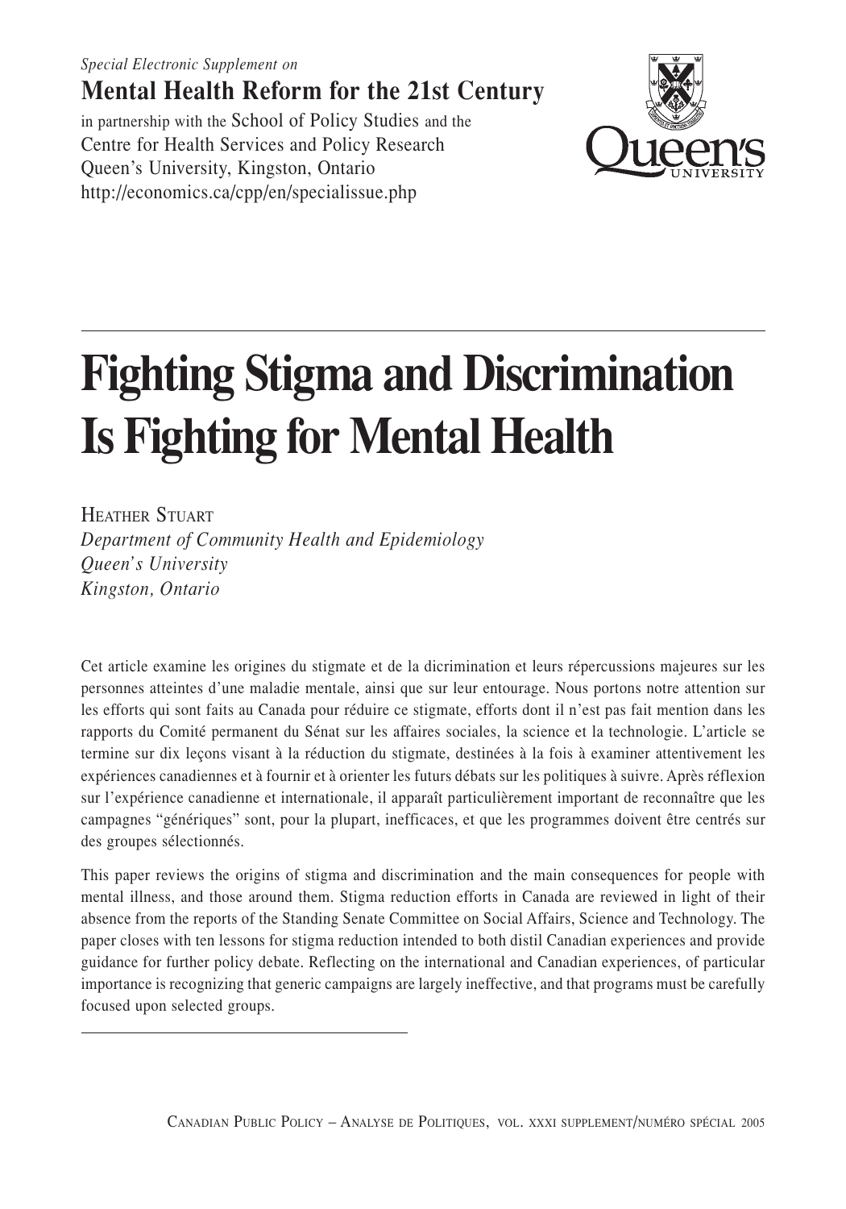*Special Electronic Supplement on*

**Mental Health Reform for the 21st Century**

in partnership with the School of Policy Studies and the Centre for Health Services and Policy Research Queen's University, Kingston, Ontario
http://economics.ca/cpp/en/specialissue.php

# Fighting Stigma and Discrimination Is Fighting for Mental Health

HEATHER STUART
*Department of Community Health and Epidemiology*
*Queen's University*
*Kingston, Ontario*

Cet article examine les origines du stigmate et de la dicrimination et leurs répercussions majeures sur les personnes atteintes d'une maladie mentale, ainsi que sur leur entourage. Nous portons notre attention sur les efforts qui sont faits au Canada pour réduire ce stigmate, efforts dont il n'est pas fait mention dans les rapports du Comité permanent du Sénat sur les affaires sociales, la science et la technologie. L'article se termine sur dix leçons visant à la réduction du stigmate, destinées à la fois à examiner attentivement les expériences canadiennes et à fournir et à orienter les futurs débats sur les politiques à suivre. Après réflexion sur l'expérience canadienne et internationale, il apparaît particulièrement important de reconnaître que les campagnes "génériques" sont, pour la plupart, inefficaces, et que les programmes doivent être centrés sur des groupes sélectionnés.

This paper reviews the origins of stigma and discrimination and the main consequences for people with mental illness, and those around them. Stigma reduction efforts in Canada are reviewed in light of their absence from the reports of the Standing Senate Committee on Social Affairs, Science and Technology. The paper closes with ten lessons for stigma reduction intended to both distil Canadian experiences and provide guidance for further policy debate. Reflecting on the international and Canadian experiences, of particular importance is recognizing that generic campaigns are largely ineffective, and that programs must be carefully focused upon selected groups.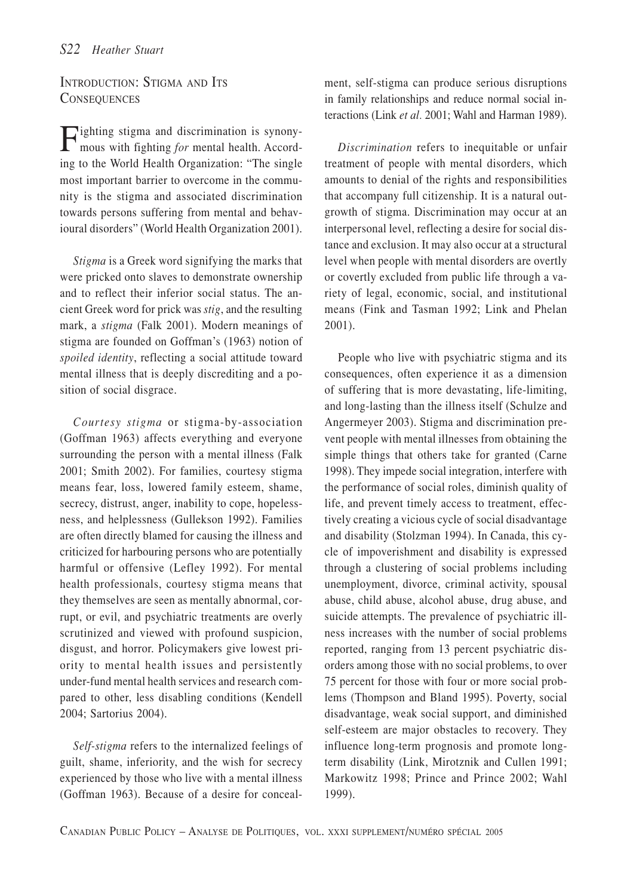## Introduction: Stigma and Its Consequences

Fighting stigma and discrimination is synonymous with fighting *for* mental health. According to the World Health Organization: "The single most important barrier to overcome in the community is the stigma and associated discrimination towards persons suffering from mental and behavioural disorders" (World Health Organization 2001).

*Stigma* is a Greek word signifying the marks that were pricked onto slaves to demonstrate ownership and to reflect their inferior social status. The ancient Greek word for prick was *stig*, and the resulting mark, a *stigma* (Falk 2001). Modern meanings of stigma are founded on Goffman's (1963) notion of *spoiled identity*, reflecting a social attitude toward mental illness that is deeply discrediting and a position of social disgrace.

*Courtesy stigma* or stigma-by-association (Goffman 1963) affects everything and everyone surrounding the person with a mental illness (Falk 2001; Smith 2002). For families, courtesy stigma means fear, loss, lowered family esteem, shame, secrecy, distrust, anger, inability to cope, hopelessness, and helplessness (Gullekson 1992). Families are often directly blamed for causing the illness and criticized for harbouring persons who are potentially harmful or offensive (Lefley 1992). For mental health professionals, courtesy stigma means that they themselves are seen as mentally abnormal, corrupt, or evil, and psychiatric treatments are overly scrutinized and viewed with profound suspicion, disgust, and horror. Policymakers give lowest priority to mental health issues and persistently under-fund mental health services and research compared to other, less disabling conditions (Kendell 2004; Sartorius 2004).

*Self-stigma* refers to the internalized feelings of guilt, shame, inferiority, and the wish for secrecy experienced by those who live with a mental illness (Goffman 1963). Because of a desire for concealment, self-stigma can produce serious disruptions in family relationships and reduce normal social interactions (Link *et al.* 2001; Wahl and Harman 1989).

*Discrimination* refers to inequitable or unfair treatment of people with mental disorders, which amounts to denial of the rights and responsibilities that accompany full citizenship. It is a natural outgrowth of stigma. Discrimination may occur at an interpersonal level, reflecting a desire for social distance and exclusion. It may also occur at a structural level when people with mental disorders are overtly or covertly excluded from public life through a variety of legal, economic, social, and institutional means (Fink and Tasman 1992; Link and Phelan 2001).

People who live with psychiatric stigma and its consequences, often experience it as a dimension of suffering that is more devastating, life-limiting, and long-lasting than the illness itself (Schulze and Angermeyer 2003). Stigma and discrimination prevent people with mental illnesses from obtaining the simple things that others take for granted (Carne 1998). They impede social integration, interfere with the performance of social roles, diminish quality of life, and prevent timely access to treatment, effectively creating a vicious cycle of social disadvantage and disability (Stolzman 1994). In Canada, this cycle of impoverishment and disability is expressed through a clustering of social problems including unemployment, divorce, criminal activity, spousal abuse, child abuse, alcohol abuse, drug abuse, and suicide attempts. The prevalence of psychiatric illness increases with the number of social problems reported, ranging from 13 percent psychiatric disorders among those with no social problems, to over 75 percent for those with four or more social problems (Thompson and Bland 1995). Poverty, social disadvantage, weak social support, and diminished self-esteem are major obstacles to recovery. They influence long-term prognosis and promote long-term disability (Link, Mirotznik and Cullen 1991; Markowitz 1998; Prince and Prince 2002; Wahl 1999).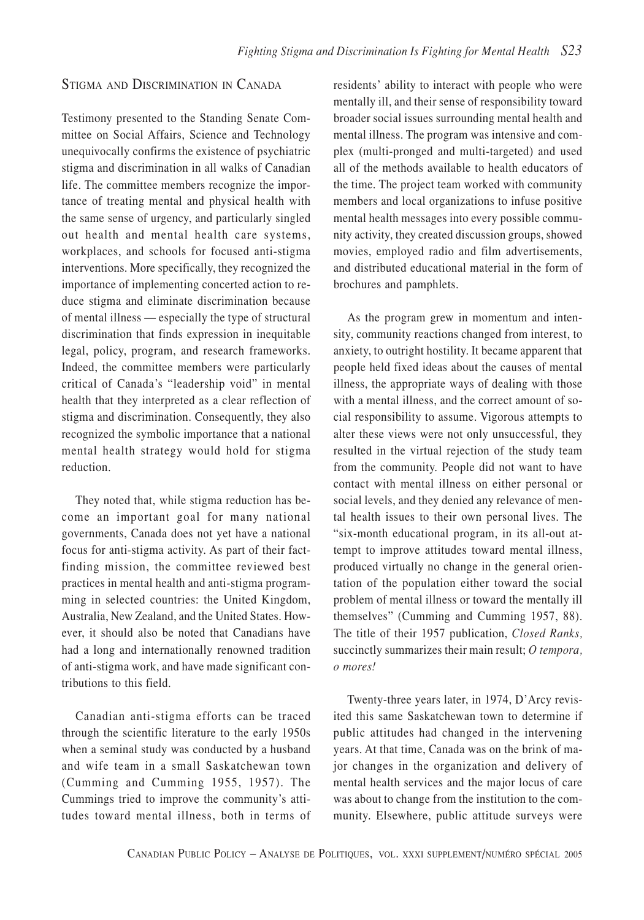## Stigma and Discrimination in Canada

Testimony presented to the Standing Senate Committee on Social Affairs, Science and Technology unequivocally confirms the existence of psychiatric stigma and discrimination in all walks of Canadian life. The committee members recognize the importance of treating mental and physical health with the same sense of urgency, and particularly singled out health and mental health care systems, workplaces, and schools for focused anti-stigma interventions. More specifically, they recognized the importance of implementing concerted action to reduce stigma and eliminate discrimination because of mental illness — especially the type of structural discrimination that finds expression in inequitable legal, policy, program, and research frameworks. Indeed, the committee members were particularly critical of Canada's "leadership void" in mental health that they interpreted as a clear reflection of stigma and discrimination. Consequently, they also recognized the symbolic importance that a national mental health strategy would hold for stigma reduction.

They noted that, while stigma reduction has become an important goal for many national governments, Canada does not yet have a national focus for anti-stigma activity. As part of their fact-finding mission, the committee reviewed best practices in mental health and anti-stigma programming in selected countries: the United Kingdom, Australia, New Zealand, and the United States. However, it should also be noted that Canadians have had a long and internationally renowned tradition of anti-stigma work, and have made significant contributions to this field.

Canadian anti-stigma efforts can be traced through the scientific literature to the early 1950s when a seminal study was conducted by a husband and wife team in a small Saskatchewan town (Cumming and Cumming 1955, 1957). The Cummings tried to improve the community's attitudes toward mental illness, both in terms of residents' ability to interact with people who were mentally ill, and their sense of responsibility toward broader social issues surrounding mental health and mental illness. The program was intensive and complex (multi-pronged and multi-targeted) and used all of the methods available to health educators of the time. The project team worked with community members and local organizations to infuse positive mental health messages into every possible community activity, they created discussion groups, showed movies, employed radio and film advertisements, and distributed educational material in the form of brochures and pamphlets.

As the program grew in momentum and intensity, community reactions changed from interest, to anxiety, to outright hostility. It became apparent that people held fixed ideas about the causes of mental illness, the appropriate ways of dealing with those with a mental illness, and the correct amount of social responsibility to assume. Vigorous attempts to alter these views were not only unsuccessful, they resulted in the virtual rejection of the study team from the community. People did not want to have contact with mental illness on either personal or social levels, and they denied any relevance of mental health issues to their own personal lives. The "six-month educational program, in its all-out attempt to improve attitudes toward mental illness, produced virtually no change in the general orientation of the population either toward the social problem of mental illness or toward the mentally ill themselves" (Cumming and Cumming 1957, 88). The title of their 1957 publication, *Closed Ranks,* succinctly summarizes their main result; *O tempora, o mores!*

Twenty-three years later, in 1974, D'Arcy revisited this same Saskatchewan town to determine if public attitudes had changed in the intervening years. At that time, Canada was on the brink of major changes in the organization and delivery of mental health services and the major locus of care was about to change from the institution to the community. Elsewhere, public attitude surveys were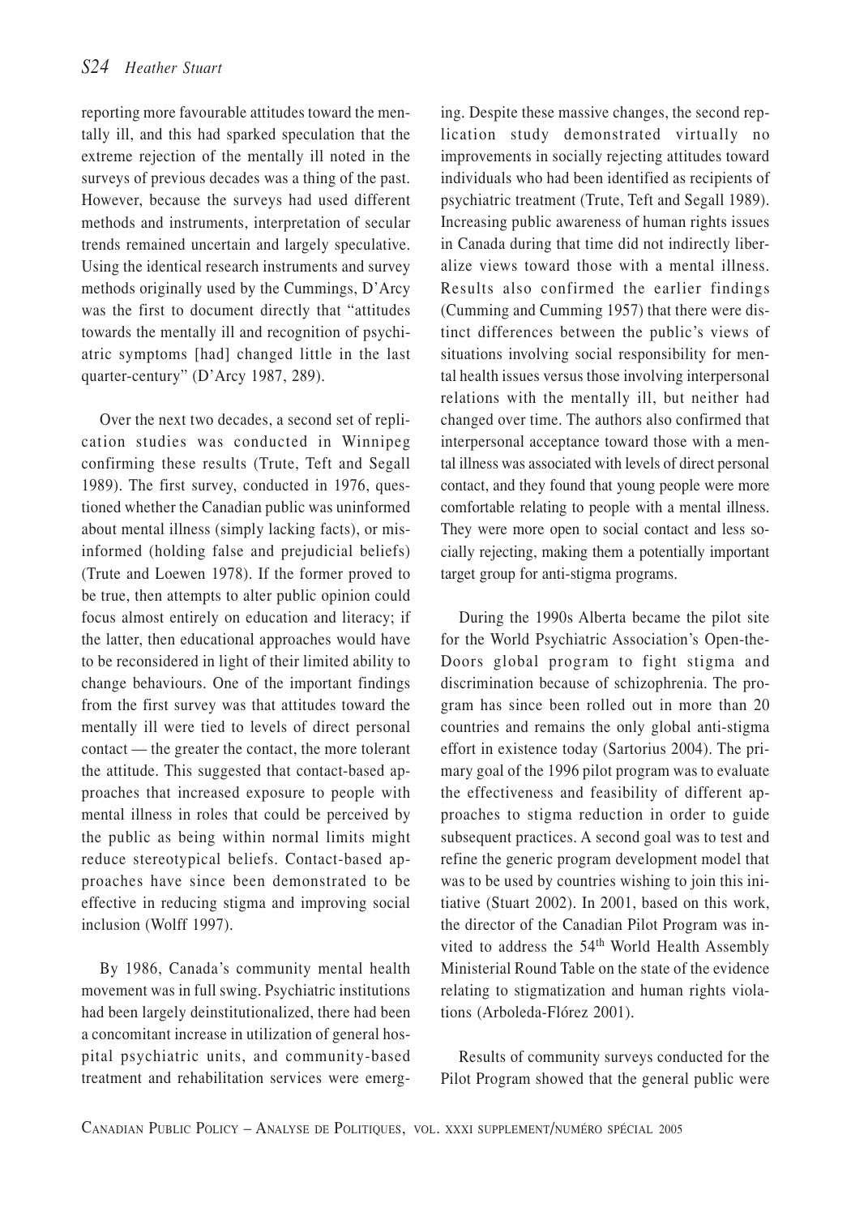reporting more favourable attitudes toward the mentally ill, and this had sparked speculation that the extreme rejection of the mentally ill noted in the surveys of previous decades was a thing of the past. However, because the surveys had used different methods and instruments, interpretation of secular trends remained uncertain and largely speculative. Using the identical research instruments and survey methods originally used by the Cummings, D'Arcy was the first to document directly that "attitudes towards the mentally ill and recognition of psychiatric symptoms [had] changed little in the last quarter-century" (D'Arcy 1987, 289).

Over the next two decades, a second set of replication studies was conducted in Winnipeg confirming these results (Trute, Teft and Segall 1989). The first survey, conducted in 1976, questioned whether the Canadian public was uninformed about mental illness (simply lacking facts), or misinformed (holding false and prejudicial beliefs) (Trute and Loewen 1978). If the former proved to be true, then attempts to alter public opinion could focus almost entirely on education and literacy; if the latter, then educational approaches would have to be reconsidered in light of their limited ability to change behaviours. One of the important findings from the first survey was that attitudes toward the mentally ill were tied to levels of direct personal contact — the greater the contact, the more tolerant the attitude. This suggested that contact-based approaches that increased exposure to people with mental illness in roles that could be perceived by the public as being within normal limits might reduce stereotypical beliefs. Contact-based approaches have since been demonstrated to be effective in reducing stigma and improving social inclusion (Wolff 1997).

By 1986, Canada's community mental health movement was in full swing. Psychiatric institutions had been largely deinstitutionalized, there had been a concomitant increase in utilization of general hospital psychiatric units, and community-based treatment and rehabilitation services were emerging. Despite these massive changes, the second replication study demonstrated virtually no improvements in socially rejecting attitudes toward individuals who had been identified as recipients of psychiatric treatment (Trute, Teft and Segall 1989). Increasing public awareness of human rights issues in Canada during that time did not indirectly liberalize views toward those with a mental illness. Results also confirmed the earlier findings (Cumming and Cumming 1957) that there were distinct differences between the public's views of situations involving social responsibility for mental health issues versus those involving interpersonal relations with the mentally ill, but neither had changed over time. The authors also confirmed that interpersonal acceptance toward those with a mental illness was associated with levels of direct personal contact, and they found that young people were more comfortable relating to people with a mental illness. They were more open to social contact and less socially rejecting, making them a potentially important target group for anti-stigma programs.

During the 1990s Alberta became the pilot site for the World Psychiatric Association's Open-the-Doors global program to fight stigma and discrimination because of schizophrenia. The program has since been rolled out in more than 20 countries and remains the only global anti-stigma effort in existence today (Sartorius 2004). The primary goal of the 1996 pilot program was to evaluate the effectiveness and feasibility of different approaches to stigma reduction in order to guide subsequent practices. A second goal was to test and refine the generic program development model that was to be used by countries wishing to join this initiative (Stuart 2002). In 2001, based on this work, the director of the Canadian Pilot Program was invited to address the 54th World Health Assembly Ministerial Round Table on the state of the evidence relating to stigmatization and human rights violations (Arboleda-Flórez 2001).

Results of community surveys conducted for the Pilot Program showed that the general public were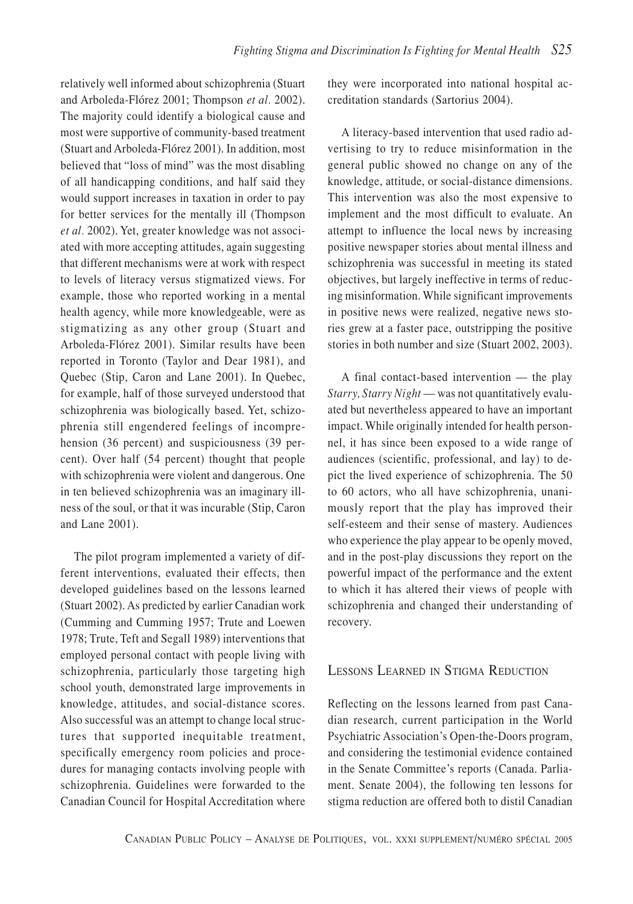relatively well informed about schizophrenia (Stuart and Arboleda-Flórez 2001; Thompson *et al.* 2002). The majority could identify a biological cause and most were supportive of community-based treatment (Stuart and Arboleda-Flórez 2001). In addition, most believed that "loss of mind" was the most disabling of all handicapping conditions, and half said they would support increases in taxation in order to pay for better services for the mentally ill (Thompson *et al.* 2002). Yet, greater knowledge was not associated with more accepting attitudes, again suggesting that different mechanisms were at work with respect to levels of literacy versus stigmatized views. For example, those who reported working in a mental health agency, while more knowledgeable, were as stigmatizing as any other group (Stuart and Arboleda-Flórez 2001). Similar results have been reported in Toronto (Taylor and Dear 1981), and Quebec (Stip, Caron and Lane 2001). In Quebec, for example, half of those surveyed understood that schizophrenia was biologically based. Yet, schizophrenia still engendered feelings of incomprehension (36 percent) and suspiciousness (39 percent). Over half (54 percent) thought that people with schizophrenia were violent and dangerous. One in ten believed schizophrenia was an imaginary illness of the soul, or that it was incurable (Stip, Caron and Lane 2001).

The pilot program implemented a variety of different interventions, evaluated their effects, then developed guidelines based on the lessons learned (Stuart 2002). As predicted by earlier Canadian work (Cumming and Cumming 1957; Trute and Loewen 1978; Trute, Teft and Segall 1989) interventions that employed personal contact with people living with schizophrenia, particularly those targeting high school youth, demonstrated large improvements in knowledge, attitudes, and social-distance scores. Also successful was an attempt to change local structures that supported inequitable treatment, specifically emergency room policies and procedures for managing contacts involving people with schizophrenia. Guidelines were forwarded to the Canadian Council for Hospital Accreditation where they were incorporated into national hospital accreditation standards (Sartorius 2004).

A literacy-based intervention that used radio advertising to try to reduce misinformation in the general public showed no change on any of the knowledge, attitude, or social-distance dimensions. This intervention was also the most expensive to implement and the most difficult to evaluate. An attempt to influence the local news by increasing positive newspaper stories about mental illness and schizophrenia was successful in meeting its stated objectives, but largely ineffective in terms of reducing misinformation. While significant improvements in positive news were realized, negative news stories grew at a faster pace, outstripping the positive stories in both number and size (Stuart 2002, 2003).

A final contact-based intervention — the play *Starry, Starry Night* — was not quantitatively evaluated but nevertheless appeared to have an important impact. While originally intended for health personnel, it has since been exposed to a wide range of audiences (scientific, professional, and lay) to depict the lived experience of schizophrenia. The 50 to 60 actors, who all have schizophrenia, unanimously report that the play has improved their self-esteem and their sense of mastery. Audiences who experience the play appear to be openly moved, and in the post-play discussions they report on the powerful impact of the performance and the extent to which it has altered their views of people with schizophrenia and changed their understanding of recovery.

## Lessons Learned in Stigma Reduction

Reflecting on the lessons learned from past Canadian research, current participation in the World Psychiatric Association's Open-the-Doors program, and considering the testimonial evidence contained in the Senate Committee's reports (Canada. Parliament. Senate 2004), the following ten lessons for stigma reduction are offered both to distil Canadian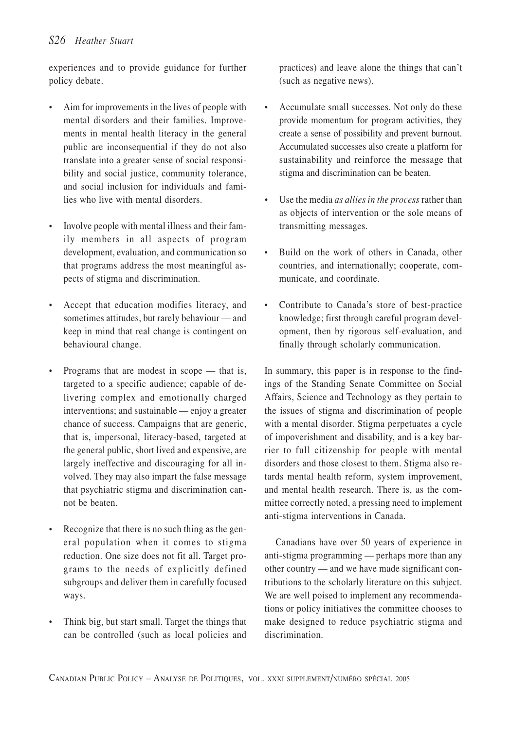experiences and to provide guidance for further policy debate.

- Aim for improvements in the lives of people with mental disorders and their families. Improvements in mental health literacy in the general public are inconsequential if they do not also translate into a greater sense of social responsibility and social justice, community tolerance, and social inclusion for individuals and families who live with mental disorders.
- Involve people with mental illness and their family members in all aspects of program development, evaluation, and communication so that programs address the most meaningful aspects of stigma and discrimination.
- Accept that education modifies literacy, and sometimes attitudes, but rarely behaviour — and keep in mind that real change is contingent on behavioural change.
- Programs that are modest in scope — that is, targeted to a specific audience; capable of delivering complex and emotionally charged interventions; and sustainable — enjoy a greater chance of success. Campaigns that are generic, that is, impersonal, literacy-based, targeted at the general public, short lived and expensive, are largely ineffective and discouraging for all involved. They may also impart the false message that psychiatric stigma and discrimination cannot be beaten.
- Recognize that there is no such thing as the general population when it comes to stigma reduction. One size does not fit all. Target programs to the needs of explicitly defined subgroups and deliver them in carefully focused ways.
- Think big, but start small. Target the things that can be controlled (such as local policies and practices) and leave alone the things that can't (such as negative news).
- Accumulate small successes. Not only do these provide momentum for program activities, they create a sense of possibility and prevent burnout. Accumulated successes also create a platform for sustainability and reinforce the message that stigma and discrimination can be beaten.
- Use the media *as allies in the process* rather than as objects of intervention or the sole means of transmitting messages.
- Build on the work of others in Canada, other countries, and internationally; cooperate, communicate, and coordinate.
- Contribute to Canada's store of best-practice knowledge; first through careful program development, then by rigorous self-evaluation, and finally through scholarly communication.

In summary, this paper is in response to the findings of the Standing Senate Committee on Social Affairs, Science and Technology as they pertain to the issues of stigma and discrimination of people with a mental disorder. Stigma perpetuates a cycle of impoverishment and disability, and is a key barrier to full citizenship for people with mental disorders and those closest to them. Stigma also retards mental health reform, system improvement, and mental health research. There is, as the committee correctly noted, a pressing need to implement anti-stigma interventions in Canada.

Canadians have over 50 years of experience in anti-stigma programming — perhaps more than any other country — and we have made significant contributions to the scholarly literature on this subject. We are well poised to implement any recommendations or policy initiatives the committee chooses to make designed to reduce psychiatric stigma and discrimination.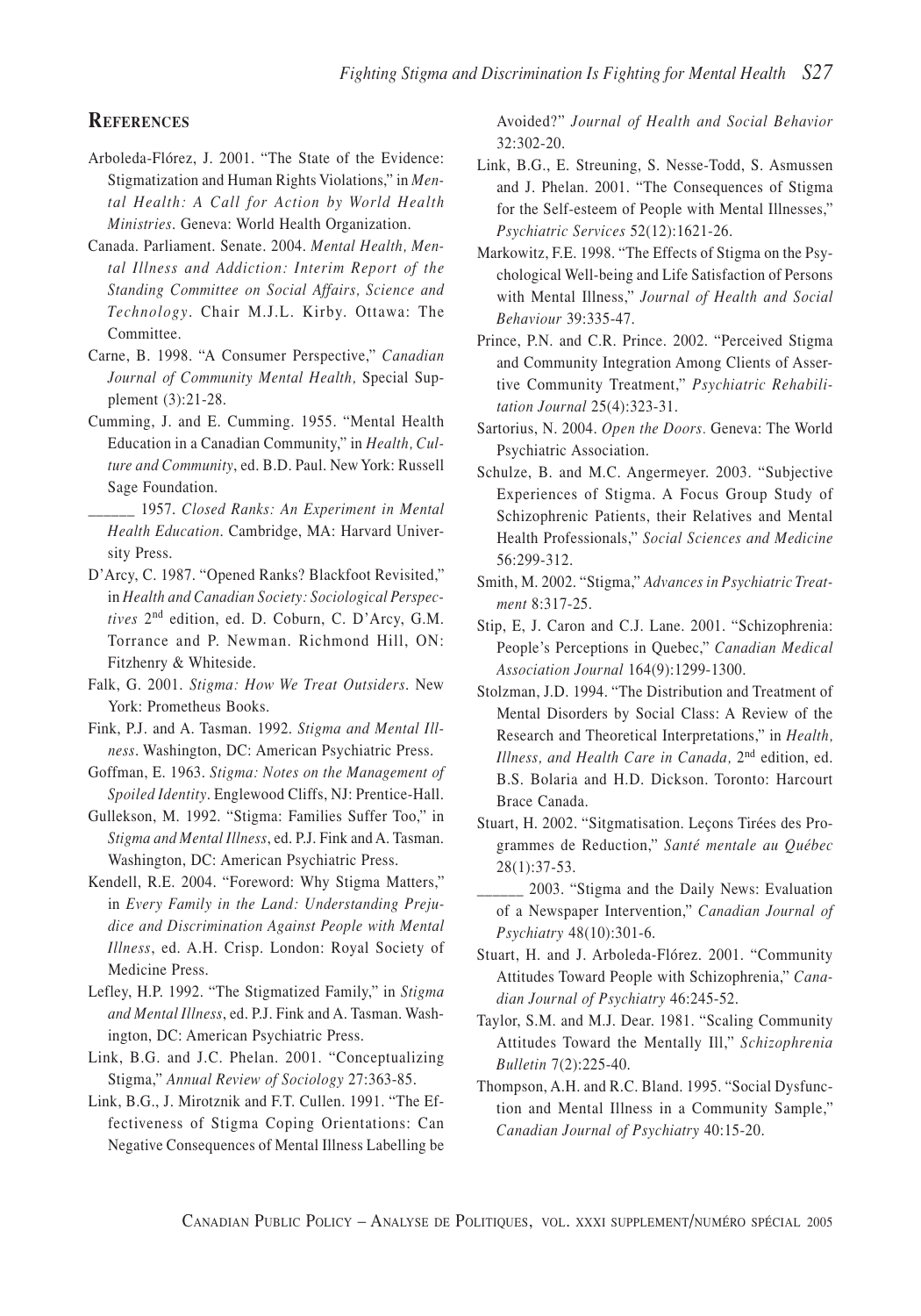## References

Arboleda-Flórez, J. 2001. "The State of the Evidence: Stigmatization and Human Rights Violations," in *Mental Health: A Call for Action by World Health Ministries*. Geneva: World Health Organization.

Canada. Parliament. Senate. 2004. *Mental Health, Mental Illness and Addiction: Interim Report of the Standing Committee on Social Affairs, Science and Technology*. Chair M.J.L. Kirby. Ottawa: The Committee.

Carne, B. 1998. "A Consumer Perspective," *Canadian Journal of Community Mental Health,* Special Supplement (3):21-28.

Cumming, J. and E. Cumming. 1955. "Mental Health Education in a Canadian Community," in *Health, Culture and Community*, ed. B.D. Paul. New York: Russell Sage Foundation.

\_\_\_\_\_\_ 1957. *Closed Ranks: An Experiment in Mental Health Education*. Cambridge, MA: Harvard University Press.

D'Arcy, C. 1987. "Opened Ranks? Blackfoot Revisited," in *Health and Canadian Society: Sociological Perspectives* 2nd edition, ed. D. Coburn, C. D'Arcy, G.M. Torrance and P. Newman. Richmond Hill, ON: Fitzhenry & Whiteside.

Falk, G. 2001. *Stigma: How We Treat Outsiders*. New York: Prometheus Books.

Fink, P.J. and A. Tasman. 1992. *Stigma and Mental Illness*. Washington, DC: American Psychiatric Press.

Goffman, E. 1963. *Stigma: Notes on the Management of Spoiled Identity*. Englewood Cliffs, NJ: Prentice-Hall.

Gullekson, M. 1992. "Stigma: Families Suffer Too," in *Stigma and Mental Illness*, ed. P.J. Fink and A. Tasman. Washington, DC: American Psychiatric Press.

Kendell, R.E. 2004. "Foreword: Why Stigma Matters," in *Every Family in the Land: Understanding Prejudice and Discrimination Against People with Mental Illness*, ed. A.H. Crisp. London: Royal Society of Medicine Press.

Lefley, H.P. 1992. "The Stigmatized Family," in *Stigma and Mental Illness*, ed. P.J. Fink and A. Tasman. Washington, DC: American Psychiatric Press.

Link, B.G. and J.C. Phelan. 2001. "Conceptualizing Stigma," *Annual Review of Sociology* 27:363-85.

Link, B.G., J. Mirotznik and F.T. Cullen. 1991. "The Effectiveness of Stigma Coping Orientations: Can Negative Consequences of Mental Illness Labelling be Avoided?" *Journal of Health and Social Behavior* 32:302-20.

Link, B.G., E. Streuning, S. Nesse-Todd, S. Asmussen and J. Phelan. 2001. "The Consequences of Stigma for the Self-esteem of People with Mental Illnesses," *Psychiatric Services* 52(12):1621-26.

Markowitz, F.E. 1998. "The Effects of Stigma on the Psychological Well-being and Life Satisfaction of Persons with Mental Illness," *Journal of Health and Social Behaviour* 39:335-47.

Prince, P.N. and C.R. Prince. 2002. "Perceived Stigma and Community Integration Among Clients of Assertive Community Treatment," *Psychiatric Rehabilitation Journal* 25(4):323-31.

Sartorius, N. 2004. *Open the Doors*. Geneva: The World Psychiatric Association.

Schulze, B. and M.C. Angermeyer. 2003. "Subjective Experiences of Stigma. A Focus Group Study of Schizophrenic Patients, their Relatives and Mental Health Professionals," *Social Sciences and Medicine* 56:299-312.

Smith, M. 2002. "Stigma," *Advances in Psychiatric Treatment* 8:317-25.

Stip, E, J. Caron and C.J. Lane. 2001. "Schizophrenia: People's Perceptions in Quebec," *Canadian Medical Association Journal* 164(9):1299-1300.

Stolzman, J.D. 1994. "The Distribution and Treatment of Mental Disorders by Social Class: A Review of the Research and Theoretical Interpretations," in *Health, Illness, and Health Care in Canada,* 2nd edition, ed. B.S. Bolaria and H.D. Dickson. Toronto: Harcourt Brace Canada.

Stuart, H. 2002. "Sitgmatisation. Leçons Tirées des Programmes de Reduction," *Santé mentale au Québec* 28(1):37-53.

\_\_\_\_\_\_ 2003. "Stigma and the Daily News: Evaluation of a Newspaper Intervention," *Canadian Journal of Psychiatry* 48(10):301-6.

Stuart, H. and J. Arboleda-Flórez. 2001. "Community Attitudes Toward People with Schizophrenia," *Canadian Journal of Psychiatry* 46:245-52.

Taylor, S.M. and M.J. Dear. 1981. "Scaling Community Attitudes Toward the Mentally Ill," *Schizophrenia Bulletin* 7(2):225-40.

Thompson, A.H. and R.C. Bland. 1995. "Social Dysfunction and Mental Illness in a Community Sample," *Canadian Journal of Psychiatry* 40:15-20.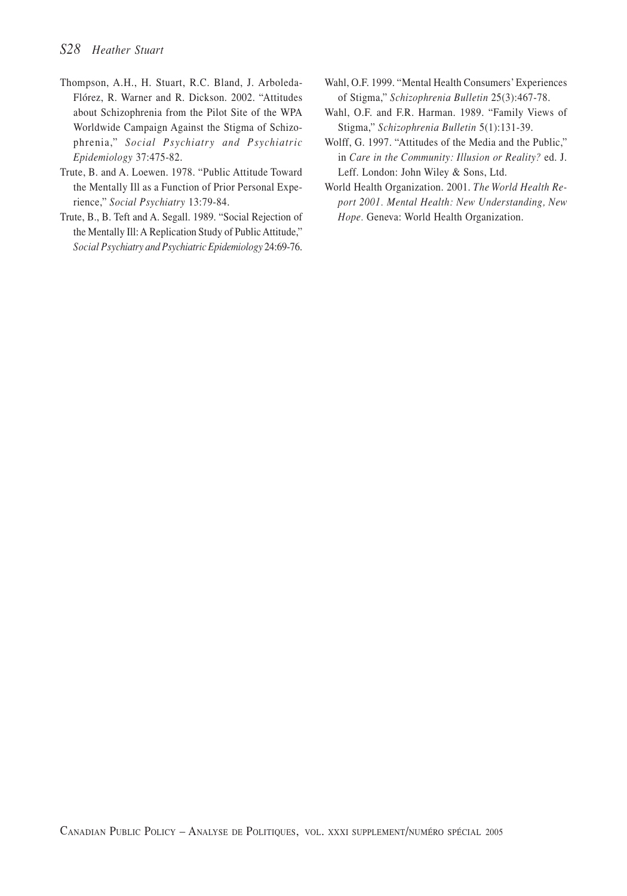Thompson, A.H., H. Stuart, R.C. Bland, J. Arboleda-Flórez, R. Warner and R. Dickson. 2002. "Attitudes about Schizophrenia from the Pilot Site of the WPA Worldwide Campaign Against the Stigma of Schizophrenia," *Social Psychiatry and Psychiatric Epidemiology* 37:475-82.

Trute, B. and A. Loewen. 1978. "Public Attitude Toward the Mentally Ill as a Function of Prior Personal Experience," *Social Psychiatry* 13:79-84.

Trute, B., B. Teft and A. Segall. 1989. "Social Rejection of the Mentally Ill: A Replication Study of Public Attitude," *Social Psychiatry and Psychiatric Epidemiology* 24:69-76.

Wahl, O.F. 1999. "Mental Health Consumers' Experiences of Stigma," *Schizophrenia Bulletin* 25(3):467-78.

Wahl, O.F. and F.R. Harman. 1989. "Family Views of Stigma," *Schizophrenia Bulletin* 5(1):131-39.

Wolff, G. 1997. "Attitudes of the Media and the Public," in *Care in the Community: Illusion or Reality?* ed. J. Leff. London: John Wiley & Sons, Ltd.

World Health Organization. 2001. *The World Health Report 2001. Mental Health: New Understanding, New Hope.* Geneva: World Health Organization.